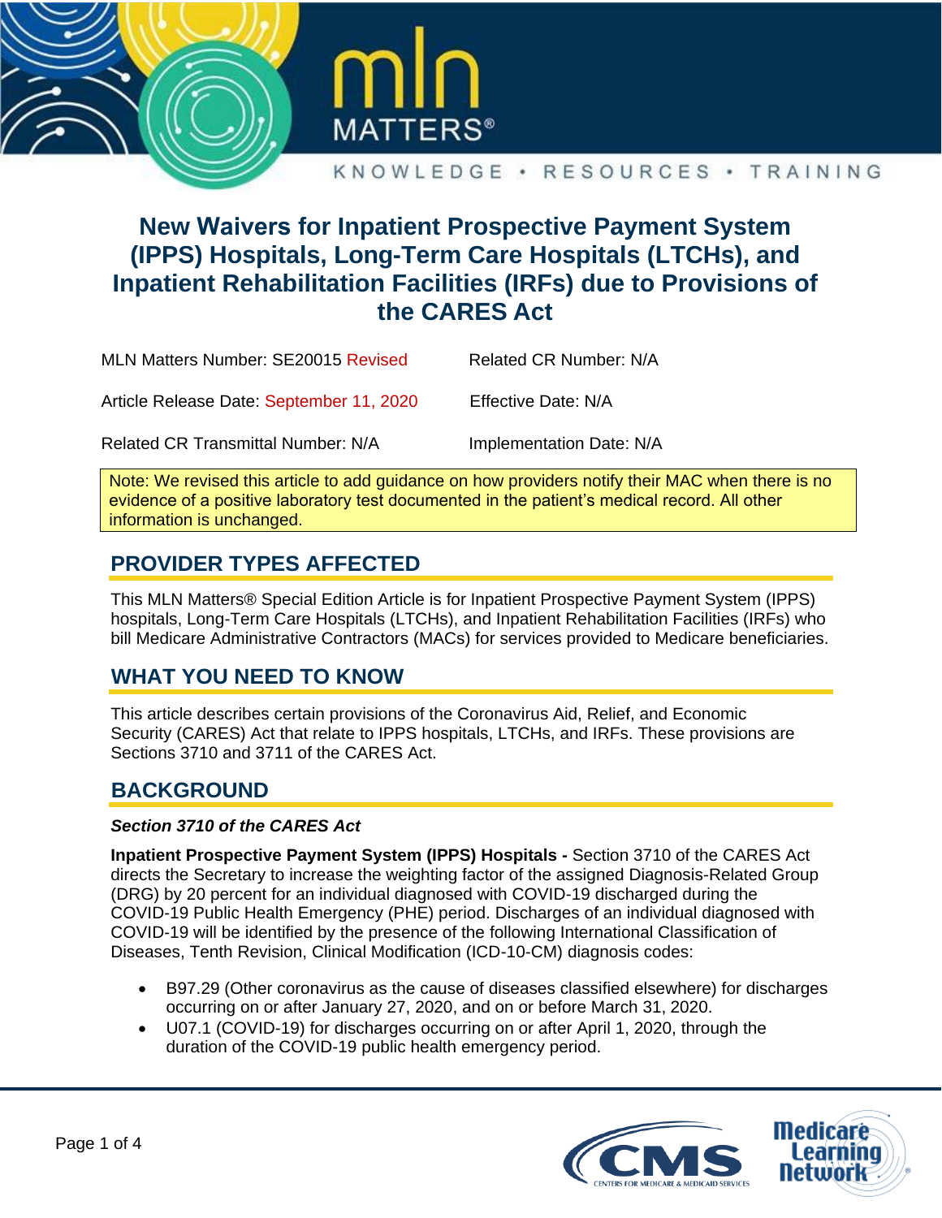# New Waivers for Inpatient Prospective Payment System (IPPS) Hospitals, Long-Term Care Hospitals (LTCHs), and Inpatient Rehabilitation Facilities (IRFs) due to Provisions of the CARES Act

| | |
|---|---|
| MLN Matters Number: SE20015 Revised | Related CR Number: N/A |
| Article Release Date: September 11, 2020 | Effective Date: N/A |
| Related CR Transmittal Number: N/A | Implementation Date: N/A |

Note: We revised this article to add guidance on how providers notify their MAC when there is no evidence of a positive laboratory test documented in the patient's medical record. All other information is unchanged.

## PROVIDER TYPES AFFECTED

This MLN Matters® Special Edition Article is for Inpatient Prospective Payment System (IPPS) hospitals, Long-Term Care Hospitals (LTCHs), and Inpatient Rehabilitation Facilities (IRFs) who bill Medicare Administrative Contractors (MACs) for services provided to Medicare beneficiaries.

## WHAT YOU NEED TO KNOW

This article describes certain provisions of the Coronavirus Aid, Relief, and Economic Security (CARES) Act that relate to IPPS hospitals, LTCHs, and IRFs. These provisions are Sections 3710 and 3711 of the CARES Act.

## BACKGROUND

### *Section 3710 of the CARES Act*

**Inpatient Prospective Payment System (IPPS) Hospitals -** Section 3710 of the CARES Act directs the Secretary to increase the weighting factor of the assigned Diagnosis-Related Group (DRG) by 20 percent for an individual diagnosed with COVID-19 discharged during the COVID-19 Public Health Emergency (PHE) period. Discharges of an individual diagnosed with COVID-19 will be identified by the presence of the following International Classification of Diseases, Tenth Revision, Clinical Modification (ICD-10-CM) diagnosis codes:

- B97.29 (Other coronavirus as the cause of diseases classified elsewhere) for discharges occurring on or after January 27, 2020, and on or before March 31, 2020.
- U07.1 (COVID-19) for discharges occurring on or after April 1, 2020, through the duration of the COVID-19 public health emergency period.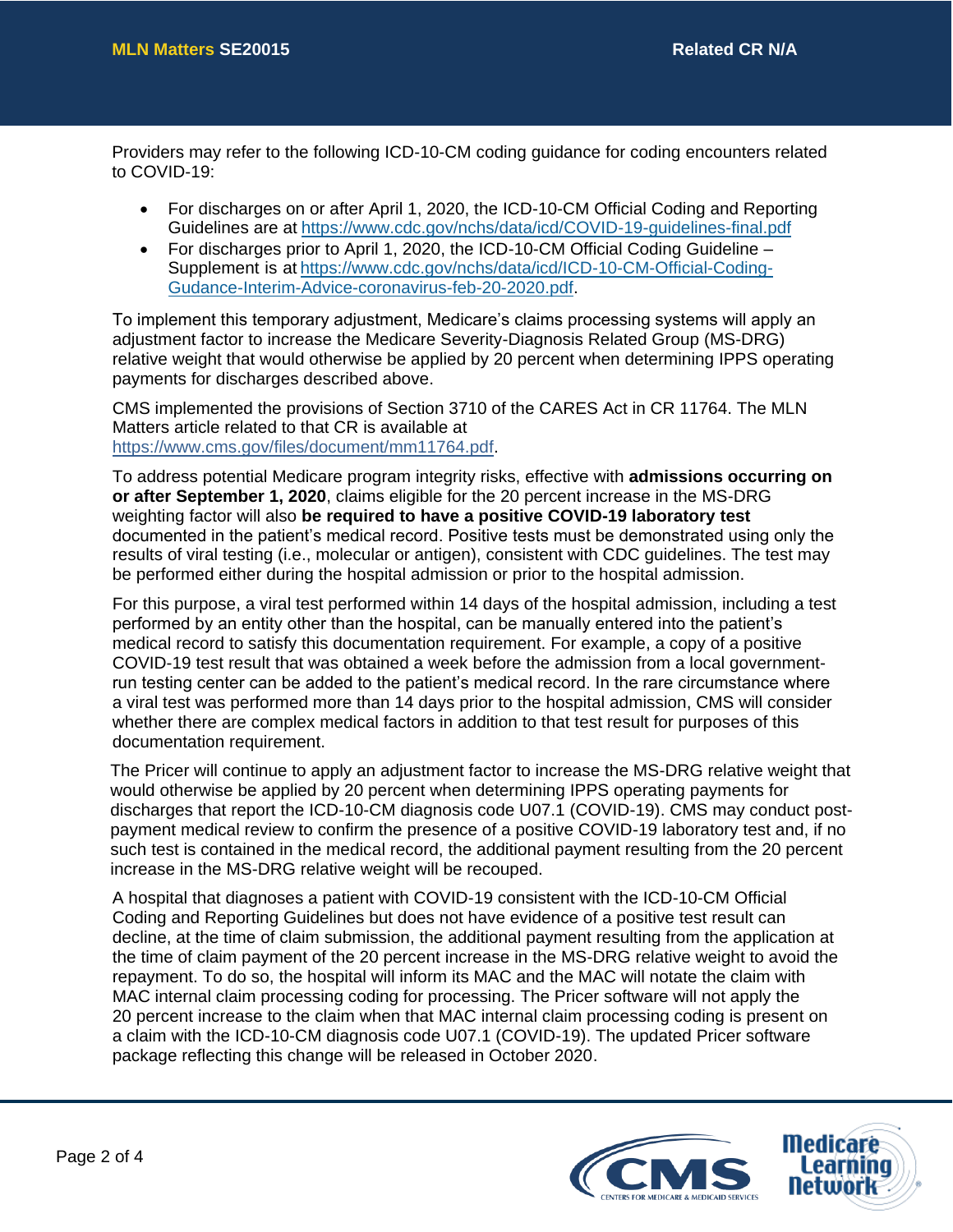Providers may refer to the following ICD-10-CM coding guidance for coding encounters related to COVID-19:

- For discharges on or after April 1, 2020, the ICD-10-CM Official Coding and Reporting Guidelines are at https://www.cdc.gov/nchs/data/icd/COVID-19-guidelines-final.pdf
- For discharges prior to April 1, 2020, the ICD-10-CM Official Coding Guideline – Supplement is at https://www.cdc.gov/nchs/data/icd/ICD-10-CM-Official-Coding-Gudance-Interim-Advice-coronavirus-feb-20-2020.pdf.

To implement this temporary adjustment, Medicare's claims processing systems will apply an adjustment factor to increase the Medicare Severity-Diagnosis Related Group (MS-DRG) relative weight that would otherwise be applied by 20 percent when determining IPPS operating payments for discharges described above.

CMS implemented the provisions of Section 3710 of the CARES Act in CR 11764. The MLN Matters article related to that CR is available at https://www.cms.gov/files/document/mm11764.pdf.

To address potential Medicare program integrity risks, effective with **admissions occurring on or after September 1, 2020**, claims eligible for the 20 percent increase in the MS-DRG weighting factor will also **be required to have a positive COVID-19 laboratory test** documented in the patient's medical record. Positive tests must be demonstrated using only the results of viral testing (i.e., molecular or antigen), consistent with CDC guidelines. The test may be performed either during the hospital admission or prior to the hospital admission.

For this purpose, a viral test performed within 14 days of the hospital admission, including a test performed by an entity other than the hospital, can be manually entered into the patient's medical record to satisfy this documentation requirement. For example, a copy of a positive COVID-19 test result that was obtained a week before the admission from a local government-run testing center can be added to the patient's medical record. In the rare circumstance where a viral test was performed more than 14 days prior to the hospital admission, CMS will consider whether there are complex medical factors in addition to that test result for purposes of this documentation requirement.

The Pricer will continue to apply an adjustment factor to increase the MS-DRG relative weight that would otherwise be applied by 20 percent when determining IPPS operating payments for discharges that report the ICD-10-CM diagnosis code U07.1 (COVID-19). CMS may conduct post-payment medical review to confirm the presence of a positive COVID-19 laboratory test and, if no such test is contained in the medical record, the additional payment resulting from the 20 percent increase in the MS-DRG relative weight will be recouped.

A hospital that diagnoses a patient with COVID-19 consistent with the ICD-10-CM Official Coding and Reporting Guidelines but does not have evidence of a positive test result can decline, at the time of claim submission, the additional payment resulting from the application at the time of claim payment of the 20 percent increase in the MS-DRG relative weight to avoid the repayment. To do so, the hospital will inform its MAC and the MAC will notate the claim with MAC internal claim processing coding for processing. The Pricer software will not apply the 20 percent increase to the claim when that MAC internal claim processing coding is present on a claim with the ICD-10-CM diagnosis code U07.1 (COVID-19). The updated Pricer software package reflecting this change will be released in October 2020.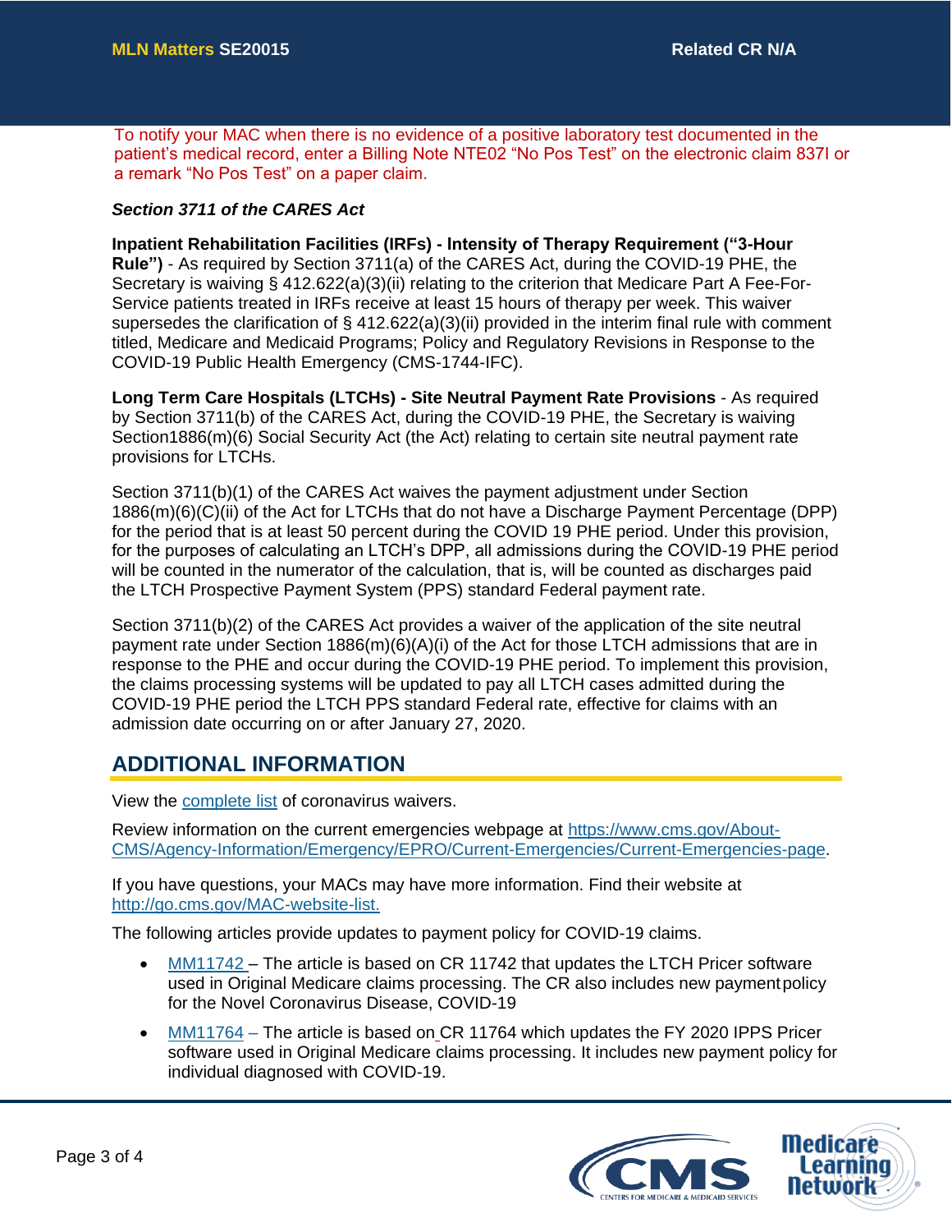To notify your MAC when there is no evidence of a positive laboratory test documented in the patient's medical record, enter a Billing Note NTE02 "No Pos Test" on the electronic claim 837I or a remark "No Pos Test" on a paper claim.

***Section 3711 of the CARES Act***

**Inpatient Rehabilitation Facilities (IRFs) - Intensity of Therapy Requirement ("3-Hour Rule")** - As required by Section 3711(a) of the CARES Act, during the COVID-19 PHE, the Secretary is waiving § 412.622(a)(3)(ii) relating to the criterion that Medicare Part A Fee-For-Service patients treated in IRFs receive at least 15 hours of therapy per week. This waiver supersedes the clarification of § 412.622(a)(3)(ii) provided in the interim final rule with comment titled, Medicare and Medicaid Programs; Policy and Regulatory Revisions in Response to the COVID-19 Public Health Emergency (CMS-1744-IFC).

**Long Term Care Hospitals (LTCHs) - Site Neutral Payment Rate Provisions** - As required by Section 3711(b) of the CARES Act, during the COVID-19 PHE, the Secretary is waiving Section1886(m)(6) Social Security Act (the Act) relating to certain site neutral payment rate provisions for LTCHs.

Section 3711(b)(1) of the CARES Act waives the payment adjustment under Section 1886(m)(6)(C)(ii) of the Act for LTCHs that do not have a Discharge Payment Percentage (DPP) for the period that is at least 50 percent during the COVID 19 PHE period. Under this provision, for the purposes of calculating an LTCH's DPP, all admissions during the COVID-19 PHE period will be counted in the numerator of the calculation, that is, will be counted as discharges paid the LTCH Prospective Payment System (PPS) standard Federal payment rate.

Section 3711(b)(2) of the CARES Act provides a waiver of the application of the site neutral payment rate under Section 1886(m)(6)(A)(i) of the Act for those LTCH admissions that are in response to the PHE and occur during the COVID-19 PHE period. To implement this provision, the claims processing systems will be updated to pay all LTCH cases admitted during the COVID-19 PHE period the LTCH PPS standard Federal rate, effective for claims with an admission date occurring on or after January 27, 2020.

## ADDITIONAL INFORMATION

View the complete list of coronavirus waivers.

Review information on the current emergencies webpage at https://www.cms.gov/About-CMS/Agency-Information/Emergency/EPRO/Current-Emergencies/Current-Emergencies-page.

If you have questions, your MACs may have more information. Find their website at http://go.cms.gov/MAC-website-list.

The following articles provide updates to payment policy for COVID-19 claims.

- MM11742 – The article is based on CR 11742 that updates the LTCH Pricer software used in Original Medicare claims processing. The CR also includes new payment policy for the Novel Coronavirus Disease, COVID-19
- MM11764 – The article is based on CR 11764 which updates the FY 2020 IPPS Pricer software used in Original Medicare claims processing. It includes new payment policy for individual diagnosed with COVID-19.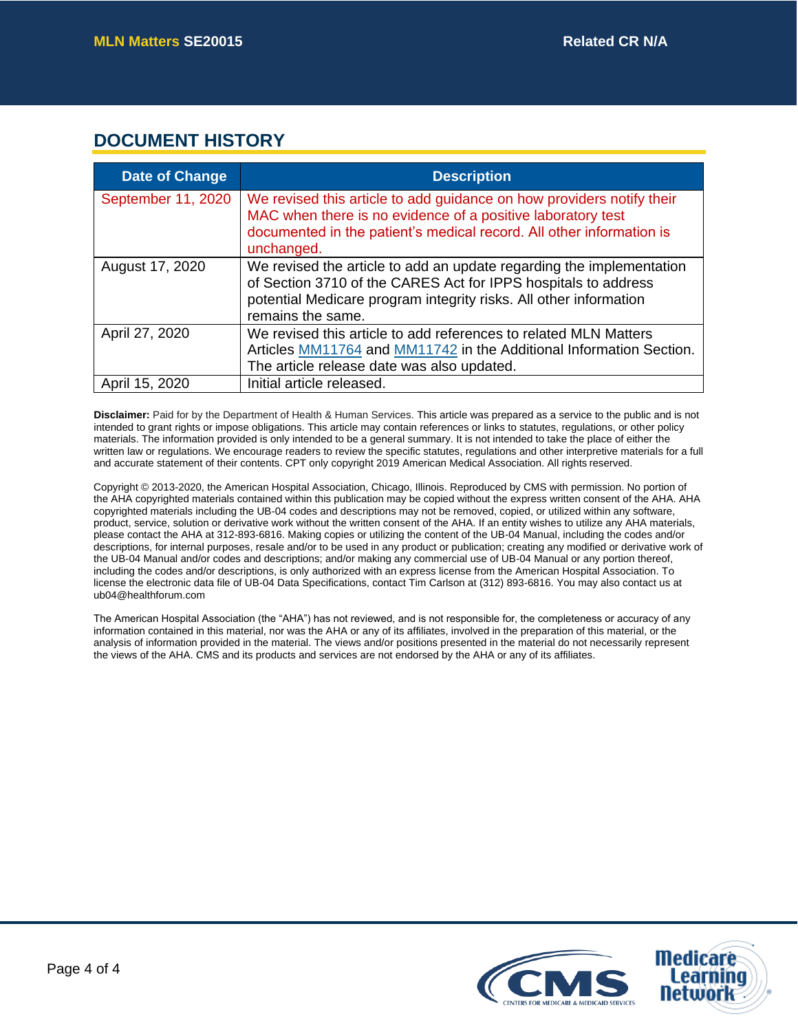## DOCUMENT HISTORY

| Date of Change | Description |
|---|---|
| September 11, 2020 | We revised this article to add guidance on how providers notify their MAC when there is no evidence of a positive laboratory test documented in the patient's medical record. All other information is unchanged. |
| August 17, 2020 | We revised the article to add an update regarding the implementation of Section 3710 of the CARES Act for IPPS hospitals to address potential Medicare program integrity risks. All other information remains the same. |
| April 27, 2020 | We revised this article to add references to related MLN Matters Articles MM11764 and MM11742 in the Additional Information Section. The article release date was also updated. |
| April 15, 2020 | Initial article released. |

**Disclaimer:** Paid for by the Department of Health & Human Services. This article was prepared as a service to the public and is not intended to grant rights or impose obligations. This article may contain references or links to statutes, regulations, or other policy materials. The information provided is only intended to be a general summary. It is not intended to take the place of either the written law or regulations. We encourage readers to review the specific statutes, regulations and other interpretive materials for a full and accurate statement of their contents. CPT only copyright 2019 American Medical Association. All rights reserved.

Copyright © 2013-2020, the American Hospital Association, Chicago, Illinois. Reproduced by CMS with permission. No portion of the AHA copyrighted materials contained within this publication may be copied without the express written consent of the AHA. AHA copyrighted materials including the UB-04 codes and descriptions may not be removed, copied, or utilized within any software, product, service, solution or derivative work without the written consent of the AHA. If an entity wishes to utilize any AHA materials, please contact the AHA at 312-893-6816. Making copies or utilizing the content of the UB-04 Manual, including the codes and/or descriptions, for internal purposes, resale and/or to be used in any product or publication; creating any modified or derivative work of the UB-04 Manual and/or codes and descriptions; and/or making any commercial use of UB-04 Manual or any portion thereof, including the codes and/or descriptions, is only authorized with an express license from the American Hospital Association. To license the electronic data file of UB-04 Data Specifications, contact Tim Carlson at (312) 893-6816. You may also contact us at ub04@healthforum.com

The American Hospital Association (the "AHA") has not reviewed, and is not responsible for, the completeness or accuracy of any information contained in this material, nor was the AHA or any of its affiliates, involved in the preparation of this material, or the analysis of information provided in the material. The views and/or positions presented in the material do not necessarily represent the views of the AHA. CMS and its products and services are not endorsed by the AHA or any of its affiliates.